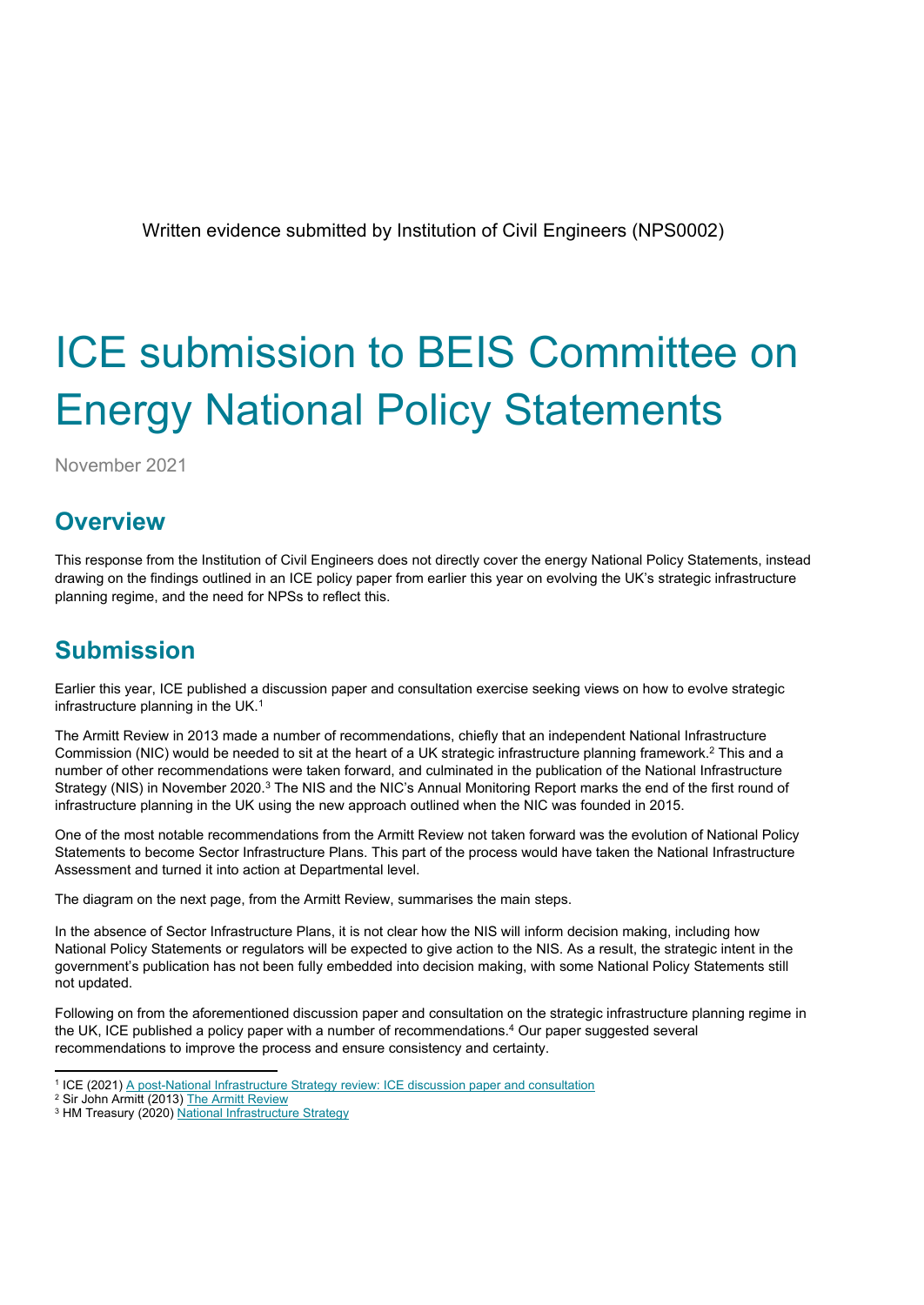Written evidence submitted by Institution of Civil Engineers (NPS0002)

# ICE submission to BEIS Committee on Energy National Policy Statements

November 2021

## Overview

This response from the Institution of Civil Engineers does not directly cover the energy National Policy Statements, instead drawing on the findings outlined in an ICE policy paper from earlier this year on evolving the UK's strategic infrastructure planning regime, and the need for NPSs to reflect this.

## Submission

Earlier this year, ICE published a discussion paper and consultation exercise seeking views on how to evolve strategic infrastructure planning in the UK.[1]

The Armitt Review in 2013 made a number of recommendations, chiefly that an independent National Infrastructure Commission (NIC) would be needed to sit at the heart of a UK strategic infrastructure planning framework.[2] This and a number of other recommendations were taken forward, and culminated in the publication of the National Infrastructure Strategy (NIS) in November 2020.[3] The NIS and the NIC's Annual Monitoring Report marks the end of the first round of infrastructure planning in the UK using the new approach outlined when the NIC was founded in 2015.

One of the most notable recommendations from the Armitt Review not taken forward was the evolution of National Policy Statements to become Sector Infrastructure Plans. This part of the process would have taken the National Infrastructure Assessment and turned it into action at Departmental level.

The diagram on the next page, from the Armitt Review, summarises the main steps.

In the absence of Sector Infrastructure Plans, it is not clear how the NIS will inform decision making, including how National Policy Statements or regulators will be expected to give action to the NIS. As a result, the strategic intent in the government's publication has not been fully embedded into decision making, with some National Policy Statements still not updated.

Following on from the aforementioned discussion paper and consultation on the strategic infrastructure planning regime in the UK, ICE published a policy paper with a number of recommendations.[4] Our paper suggested several recommendations to improve the process and ensure consistency and certainty.

---

[1] ICE (2021) A post-National Infrastructure Strategy review: ICE discussion paper and consultation

[2] Sir John Armitt (2013) The Armitt Review

[3] HM Treasury (2020) National Infrastructure Strategy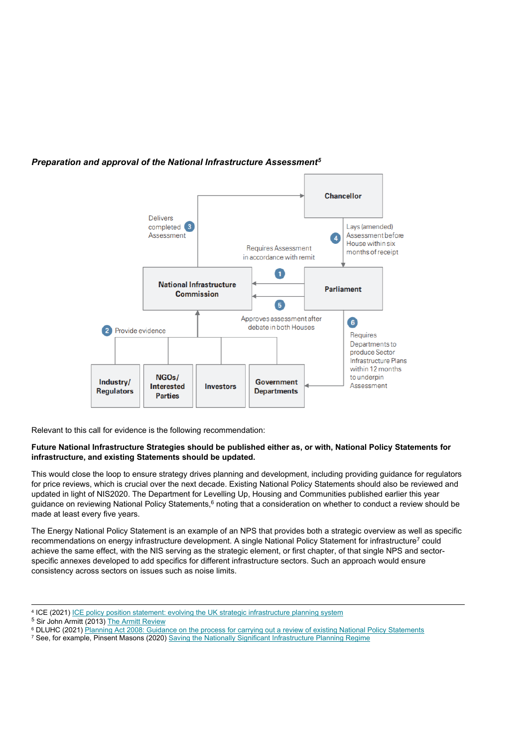***Preparation and approval of the National Infrastructure Assessment***[5]

Chancellor

Delivers completed Assessment (3)

Lays (amended) Assessment before House within six months of receipt (4)

Requires Assessment in accordance with remit (1)

National Infrastructure Commission

Parliament

Approves assessment after debate in both Houses (5)

Provide evidence (2)

Requires Departments to produce Sector Infrastructure Plans within 12 months to underpin Assessment (6)

Industry/ Regulators

NGOs/ Interested Parties

Investors

Government Departments

Relevant to this call for evidence is the following recommendation:

**Future National Infrastructure Strategies should be published either as, or with, National Policy Statements for infrastructure, and existing Statements should be updated.**

This would close the loop to ensure strategy drives planning and development, including providing guidance for regulators for price reviews, which is crucial over the next decade. Existing National Policy Statements should also be reviewed and updated in light of NIS2020. The Department for Levelling Up, Housing and Communities published earlier this year guidance on reviewing National Policy Statements,[6] noting that a consideration on whether to conduct a review should be made at least every five years.

The Energy National Policy Statement is an example of an NPS that provides both a strategic overview as well as specific recommendations on energy infrastructure development. A single National Policy Statement for infrastructure[7] could achieve the same effect, with the NIS serving as the strategic element, or first chapter, of that single NPS and sector-specific annexes developed to add specifics for different infrastructure sectors. Such an approach would ensure consistency across sectors on issues such as noise limits.

---

[4] ICE (2021) ICE policy position statement: evolving the UK strategic infrastructure planning system

[5] Sir John Armitt (2013) The Armitt Review

[6] DLUHC (2021) Planning Act 2008: Guidance on the process for carrying out a review of existing National Policy Statements

[7] See, for example, Pinsent Masons (2020) Saving the Nationally Significant Infrastructure Planning Regime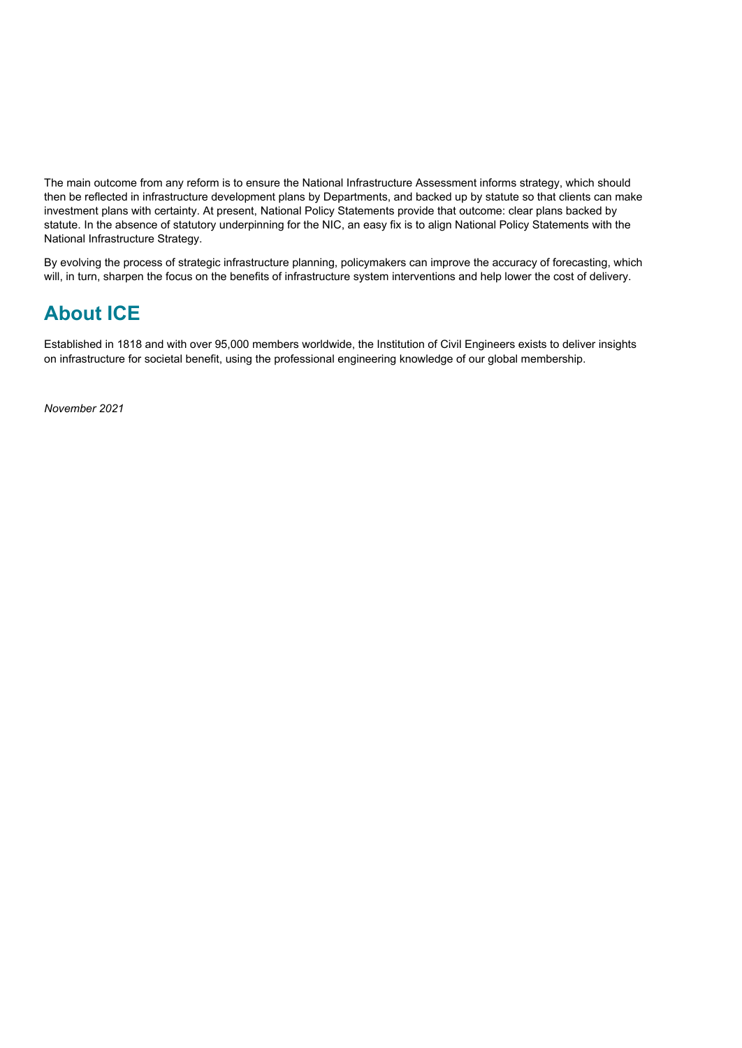The main outcome from any reform is to ensure the National Infrastructure Assessment informs strategy, which should then be reflected in infrastructure development plans by Departments, and backed up by statute so that clients can make investment plans with certainty. At present, National Policy Statements provide that outcome: clear plans backed by statute. In the absence of statutory underpinning for the NIC, an easy fix is to align National Policy Statements with the National Infrastructure Strategy.

By evolving the process of strategic infrastructure planning, policymakers can improve the accuracy of forecasting, which will, in turn, sharpen the focus on the benefits of infrastructure system interventions and help lower the cost of delivery.

## About ICE

Established in 1818 and with over 95,000 members worldwide, the Institution of Civil Engineers exists to deliver insights on infrastructure for societal benefit, using the professional engineering knowledge of our global membership.

*November 2021*